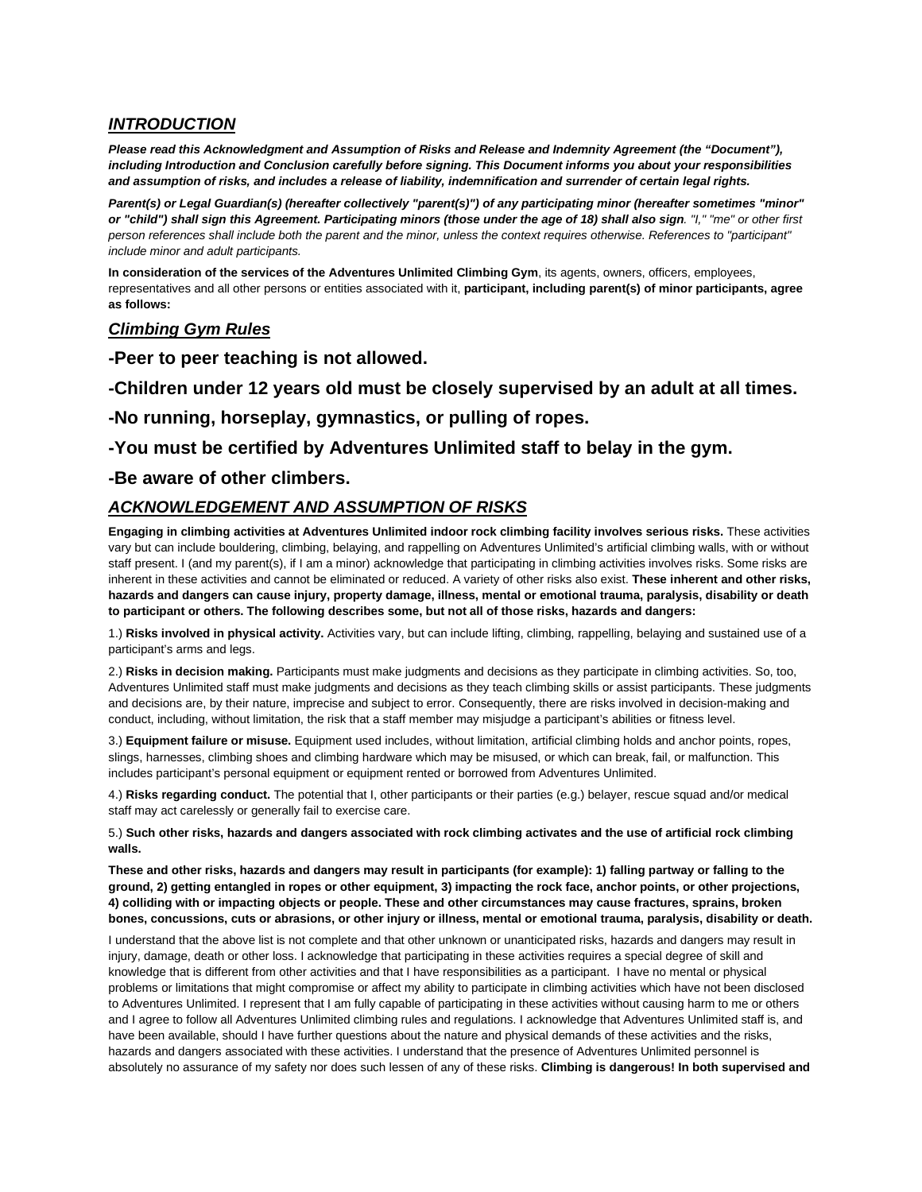## ***INTRODUCTION***

***Please read this Acknowledgment and Assumption of Risks and Release and Indemnity Agreement (the "Document"), including Introduction and Conclusion carefully before signing. This Document informs you about your responsibilities and assumption of risks, and includes a release of liability, indemnification and surrender of certain legal rights.***

***Parent(s) or Legal Guardian(s) (hereafter collectively "parent(s)") of any participating minor (hereafter sometimes "minor" or "child") shall sign this Agreement. Participating minors (those under the age of 18) shall also sign****. "I," "me" or other first person references shall include both the parent and the minor, unless the context requires otherwise. References to "participant" include minor and adult participants.*

**In consideration of the services of the Adventures Unlimited Climbing Gym**, its agents, owners, officers, employees, representatives and all other persons or entities associated with it, **participant, including parent(s) of minor participants, agree as follows:**

## ***Climbing Gym Rules***

### -Peer to peer teaching is not allowed.

### -Children under 12 years old must be closely supervised by an adult at all times.

### -No running, horseplay, gymnastics, or pulling of ropes.

### -You must be certified by Adventures Unlimited staff to belay in the gym.

### -Be aware of other climbers.

## ***ACKNOWLEDGEMENT AND ASSUMPTION OF RISKS***

**Engaging in climbing activities at Adventures Unlimited indoor rock climbing facility involves serious risks.** These activities vary but can include bouldering, climbing, belaying, and rappelling on Adventures Unlimited's artificial climbing walls, with or without staff present. I (and my parent(s), if I am a minor) acknowledge that participating in climbing activities involves risks. Some risks are inherent in these activities and cannot be eliminated or reduced. A variety of other risks also exist. **These inherent and other risks, hazards and dangers can cause injury, property damage, illness, mental or emotional trauma, paralysis, disability or death to participant or others. The following describes some, but not all of those risks, hazards and dangers:**

1.) **Risks involved in physical activity.** Activities vary, but can include lifting, climbing, rappelling, belaying and sustained use of a participant's arms and legs.

2.) **Risks in decision making.** Participants must make judgments and decisions as they participate in climbing activities. So, too, Adventures Unlimited staff must make judgments and decisions as they teach climbing skills or assist participants. These judgments and decisions are, by their nature, imprecise and subject to error. Consequently, there are risks involved in decision-making and conduct, including, without limitation, the risk that a staff member may misjudge a participant's abilities or fitness level.

3.) **Equipment failure or misuse.** Equipment used includes, without limitation, artificial climbing holds and anchor points, ropes, slings, harnesses, climbing shoes and climbing hardware which may be misused, or which can break, fail, or malfunction. This includes participant's personal equipment or equipment rented or borrowed from Adventures Unlimited.

4.) **Risks regarding conduct.** The potential that I, other participants or their parties (e.g.) belayer, rescue squad and/or medical staff may act carelessly or generally fail to exercise care.

5.) **Such other risks, hazards and dangers associated with rock climbing activates and the use of artificial rock climbing walls.**

**These and other risks, hazards and dangers may result in participants (for example): 1) falling partway or falling to the ground, 2) getting entangled in ropes or other equipment, 3) impacting the rock face, anchor points, or other projections, 4) colliding with or impacting objects or people. These and other circumstances may cause fractures, sprains, broken bones, concussions, cuts or abrasions, or other injury or illness, mental or emotional trauma, paralysis, disability or death.**

I understand that the above list is not complete and that other unknown or unanticipated risks, hazards and dangers may result in injury, damage, death or other loss. I acknowledge that participating in these activities requires a special degree of skill and knowledge that is different from other activities and that I have responsibilities as a participant. I have no mental or physical problems or limitations that might compromise or affect my ability to participate in climbing activities which have not been disclosed to Adventures Unlimited. I represent that I am fully capable of participating in these activities without causing harm to me or others and I agree to follow all Adventures Unlimited climbing rules and regulations. I acknowledge that Adventures Unlimited staff is, and have been available, should I have further questions about the nature and physical demands of these activities and the risks, hazards and dangers associated with these activities. I understand that the presence of Adventures Unlimited personnel is absolutely no assurance of my safety nor does such lessen of any of these risks. **Climbing is dangerous! In both supervised and**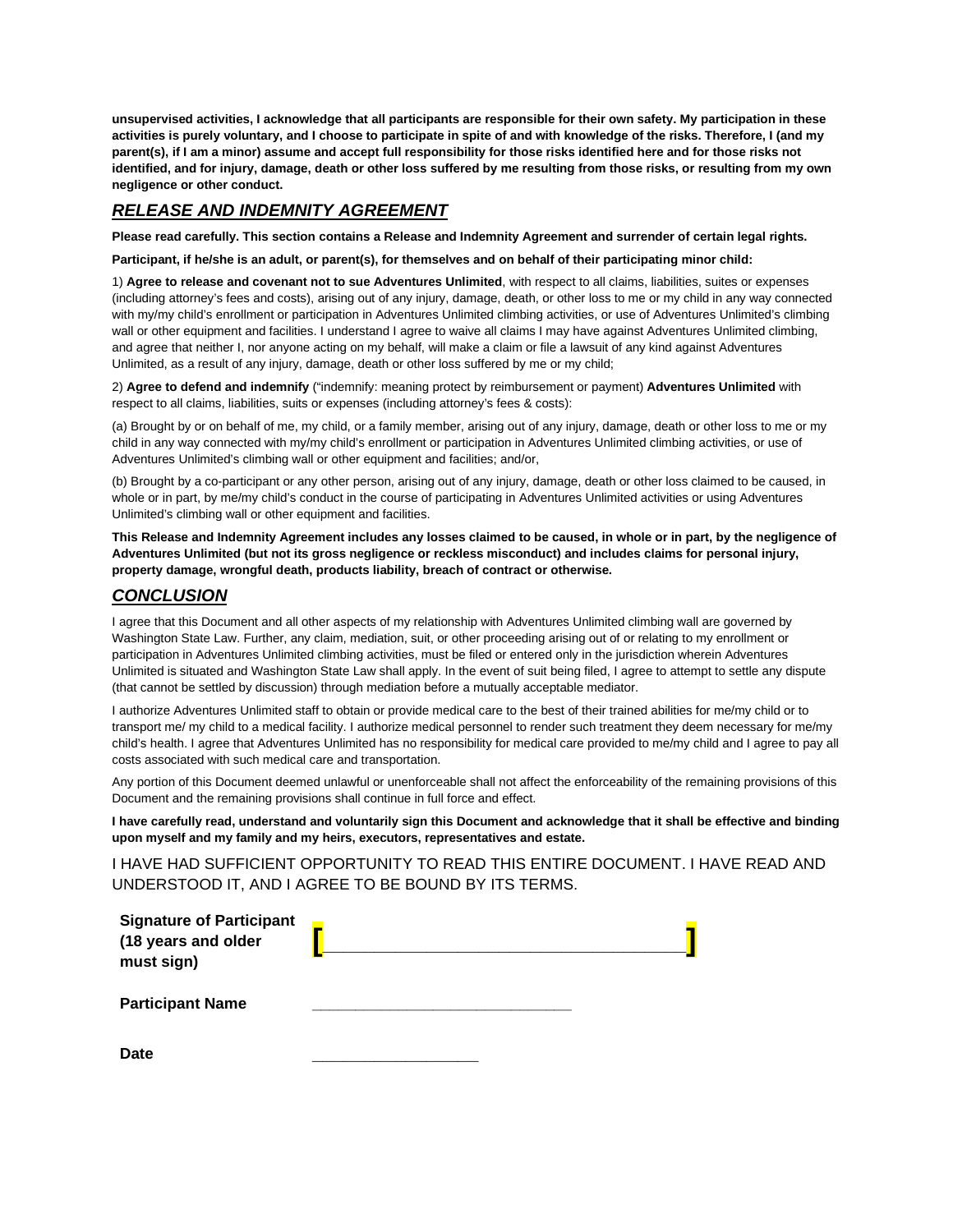**unsupervised activities, I acknowledge that all participants are responsible for their own safety. My participation in these activities is purely voluntary, and I choose to participate in spite of and with knowledge of the risks. Therefore, I (and my parent(s), if I am a minor) assume and accept full responsibility for those risks identified here and for those risks not identified, and for injury, damage, death or other loss suffered by me resulting from those risks, or resulting from my own negligence or other conduct.**

## ***RELEASE AND INDEMNITY AGREEMENT***

**Please read carefully. This section contains a Release and Indemnity Agreement and surrender of certain legal rights.**

**Participant, if he/she is an adult, or parent(s), for themselves and on behalf of their participating minor child:**

1) **Agree to release and covenant not to sue Adventures Unlimited**, with respect to all claims, liabilities, suites or expenses (including attorney's fees and costs), arising out of any injury, damage, death, or other loss to me or my child in any way connected with my/my child's enrollment or participation in Adventures Unlimited climbing activities, or use of Adventures Unlimited's climbing wall or other equipment and facilities. I understand I agree to waive all claims I may have against Adventures Unlimited climbing, and agree that neither I, nor anyone acting on my behalf, will make a claim or file a lawsuit of any kind against Adventures Unlimited, as a result of any injury, damage, death or other loss suffered by me or my child;

2) **Agree to defend and indemnify** ("indemnify: meaning protect by reimbursement or payment) **Adventures Unlimited** with respect to all claims, liabilities, suits or expenses (including attorney's fees & costs):

(a) Brought by or on behalf of me, my child, or a family member, arising out of any injury, damage, death or other loss to me or my child in any way connected with my/my child's enrollment or participation in Adventures Unlimited climbing activities, or use of Adventures Unlimited's climbing wall or other equipment and facilities; and/or,

(b) Brought by a co-participant or any other person, arising out of any injury, damage, death or other loss claimed to be caused, in whole or in part, by me/my child's conduct in the course of participating in Adventures Unlimited activities or using Adventures Unlimited's climbing wall or other equipment and facilities.

**This Release and Indemnity Agreement includes any losses claimed to be caused, in whole or in part, by the negligence of Adventures Unlimited (but not its gross negligence or reckless misconduct) and includes claims for personal injury, property damage, wrongful death, products liability, breach of contract or otherwise.**

## ***CONCLUSION***

I agree that this Document and all other aspects of my relationship with Adventures Unlimited climbing wall are governed by Washington State Law. Further, any claim, mediation, suit, or other proceeding arising out of or relating to my enrollment or participation in Adventures Unlimited climbing activities, must be filed or entered only in the jurisdiction wherein Adventures Unlimited is situated and Washington State Law shall apply. In the event of suit being filed, I agree to attempt to settle any dispute (that cannot be settled by discussion) through mediation before a mutually acceptable mediator.

I authorize Adventures Unlimited staff to obtain or provide medical care to the best of their trained abilities for me/my child or to transport me/ my child to a medical facility. I authorize medical personnel to render such treatment they deem necessary for me/my child's health. I agree that Adventures Unlimited has no responsibility for medical care provided to me/my child and I agree to pay all costs associated with such medical care and transportation.

Any portion of this Document deemed unlawful or unenforceable shall not affect the enforceability of the remaining provisions of this Document and the remaining provisions shall continue in full force and effect.

**I have carefully read, understand and voluntarily sign this Document and acknowledge that it shall be effective and binding upon myself and my family and my heirs, executors, representatives and estate.**

I HAVE HAD SUFFICIENT OPPORTUNITY TO READ THIS ENTIRE DOCUMENT. I HAVE READ AND UNDERSTOOD IT, AND I AGREE TO BE BOUND BY ITS TERMS.

**Signature of Participant (18 years and older must sign)** [____________________________________]

**Participant Name** ______________________________

**Date** ____________________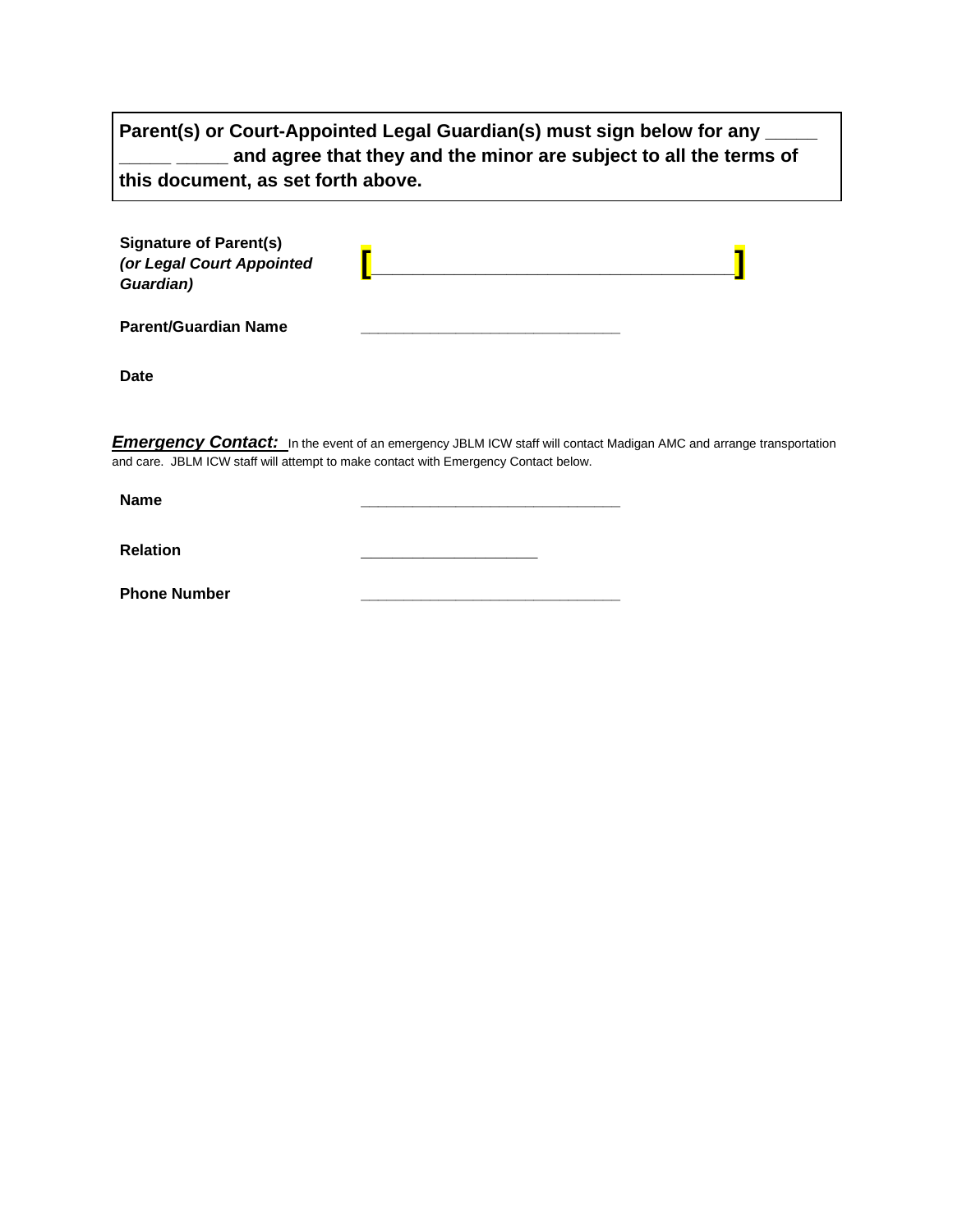**Parent(s) or Court-Appointed Legal Guardian(s) must sign below for any _____ _____ _____ and agree that they and the minor are subject to all the terms of this document, as set forth above.**

| | |
|---|---|
| **Signature of Parent(s)** ***(or Legal Court Appointed Guardian)*** | [___________________________________] |
| **Parent/Guardian Name** | ______________________________ |
| **Date** | |

***Emergency Contact:*** In the event of an emergency JBLM ICW staff will contact Madigan AMC and arrange transportation and care. JBLM ICW staff will attempt to make contact with Emergency Contact below.

| | |
|---|---|
| **Name** | ______________________________ |
| **Relation** | ____________________ |
| **Phone Number** | ______________________________ |